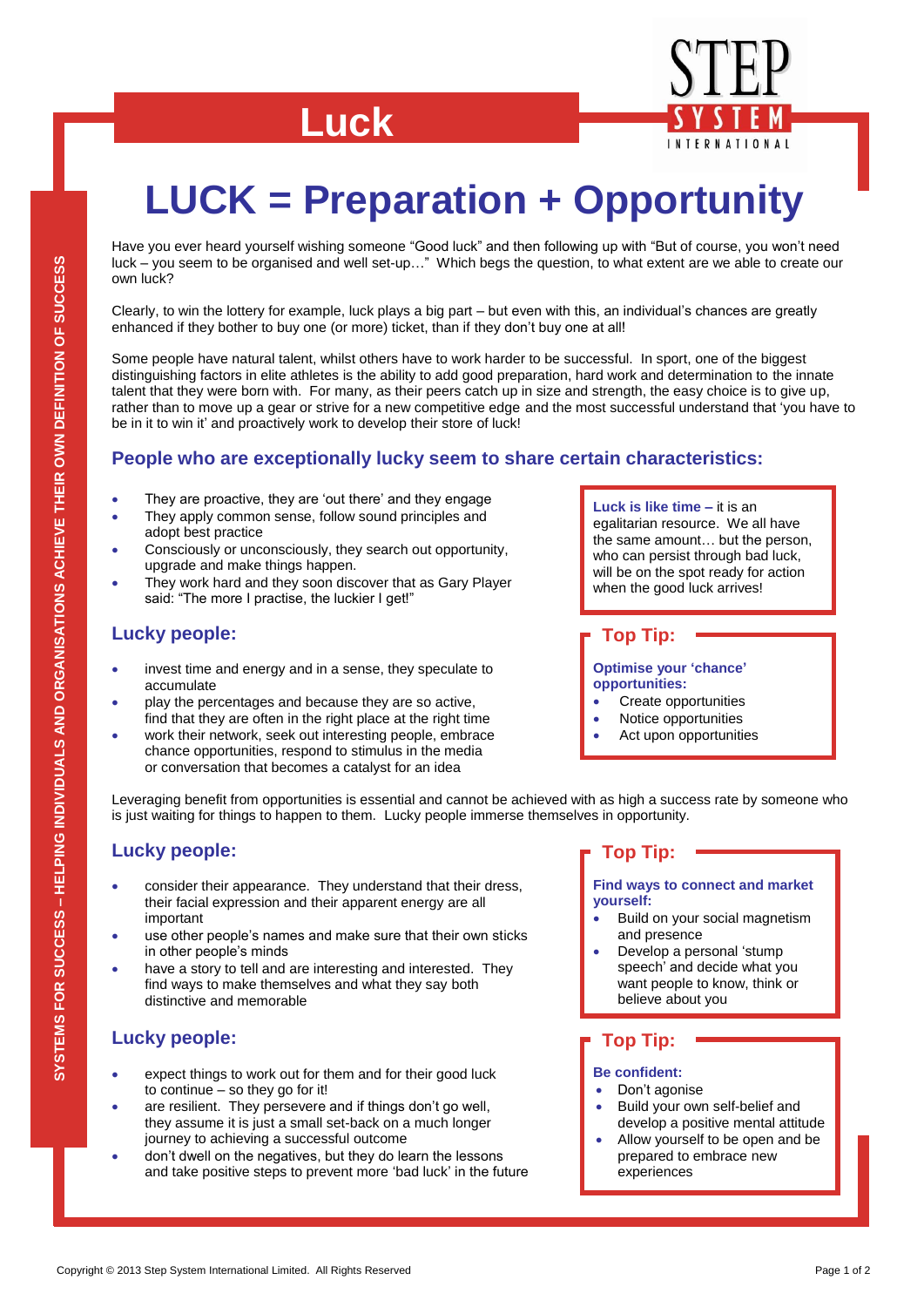# Luck

STEP SYSTEM INTERNATIONAL

SYSTEMS FOR SUCCESS – HELPING INDIVIDUALS AND ORGANISATIONS ACHIEVE THEIR OWN DEFINITION OF SUCCESS

# LUCK = Preparation + Opportunity

Have you ever heard yourself wishing someone "Good luck" and then following up with "But of course, you won't need luck – you seem to be organised and well set-up…" Which begs the question, to what extent are we able to create our own luck?

Clearly, to win the lottery for example, luck plays a big part – but even with this, an individual's chances are greatly enhanced if they bother to buy one (or more) ticket, than if they don't buy one at all!

Some people have natural talent, whilst others have to work harder to be successful. In sport, one of the biggest distinguishing factors in elite athletes is the ability to add good preparation, hard work and determination to the innate talent that they were born with. For many, as their peers catch up in size and strength, the easy choice is to give up, rather than to move up a gear or strive for a new competitive edge and the most successful understand that 'you have to be in it to win it' and proactively work to develop their store of luck!

## People who are exceptionally lucky seem to share certain characteristics:

- They are proactive, they are 'out there' and they engage
- They apply common sense, follow sound principles and adopt best practice
- Consciously or unconsciously, they search out opportunity, upgrade and make things happen.
- They work hard and they soon discover that as Gary Player said: "The more I practise, the luckier I get!"

**Luck is like time –** it is an egalitarian resource. We all have the same amount… but the person, who can persist through bad luck, will be on the spot ready for action when the good luck arrives!

## Lucky people:

- invest time and energy and in a sense, they speculate to accumulate
- play the percentages and because they are so active, find that they are often in the right place at the right time
- work their network, seek out interesting people, embrace chance opportunities, respond to stimulus in the media or conversation that becomes a catalyst for an idea

### Top Tip:

**Optimise your 'chance' opportunities:**

- Create opportunities
- Notice opportunities
- Act upon opportunities

Leveraging benefit from opportunities is essential and cannot be achieved with as high a success rate by someone who is just waiting for things to happen to them. Lucky people immerse themselves in opportunity.

## Lucky people:

- consider their appearance. They understand that their dress, their facial expression and their apparent energy are all important
- use other people's names and make sure that their own sticks in other people's minds
- have a story to tell and are interesting and interested. They find ways to make themselves and what they say both distinctive and memorable

### Top Tip:

**Find ways to connect and market yourself:**

- Build on your social magnetism and presence
- Develop a personal 'stump speech' and decide what you want people to know, think or believe about you

## Lucky people:

- expect things to work out for them and for their good luck to continue – so they go for it!
- are resilient. They persevere and if things don't go well, they assume it is just a small set-back on a much longer journey to achieving a successful outcome
- don't dwell on the negatives, but they do learn the lessons and take positive steps to prevent more 'bad luck' in the future

### Top Tip:

**Be confident:**

- Don't agonise
- Build your own self-belief and develop a positive mental attitude
- Allow yourself to be open and be prepared to embrace new experiences

Copyright © 2013 Step System International Limited. All Rights Reserved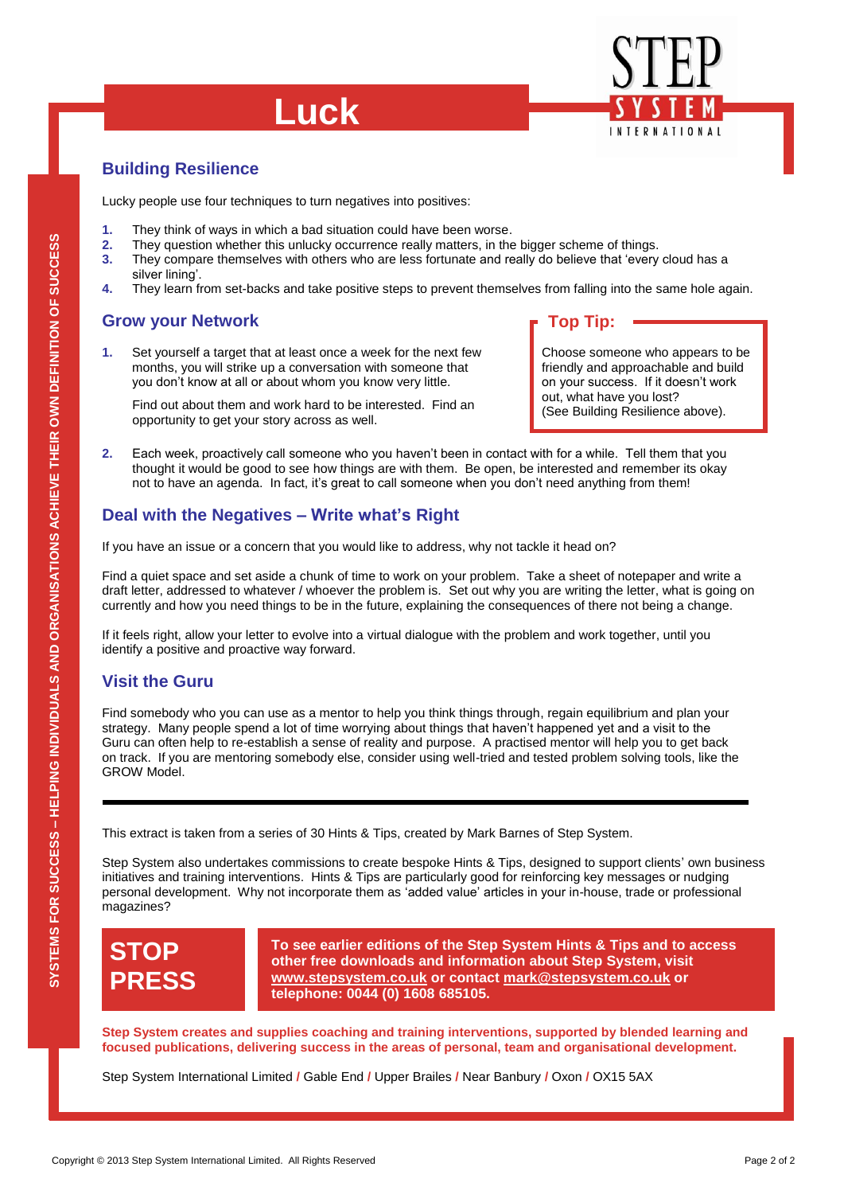# Luck

## Building Resilience

Lucky people use four techniques to turn negatives into positives:

1. They think of ways in which a bad situation could have been worse.
2. They question whether this unlucky occurrence really matters, in the bigger scheme of things.
3. They compare themselves with others who are less fortunate and really do believe that 'every cloud has a silver lining'.
4. They learn from set-backs and take positive steps to prevent themselves from falling into the same hole again.

## Grow your Network

1. Set yourself a target that at least once a week for the next few months, you will strike up a conversation with someone that you don't know at all or about whom you know very little.

   Find out about them and work hard to be interested. Find an opportunity to get your story across as well.

**Top Tip:**

Choose someone who appears to be friendly and approachable and build on your success. If it doesn't work out, what have you lost?
(See Building Resilience above).

2. Each week, proactively call someone who you haven't been in contact with for a while. Tell them that you thought it would be good to see how things are with them. Be open, be interested and remember its okay not to have an agenda. In fact, it's great to call someone when you don't need anything from them!

## Deal with the Negatives – Write what's Right

If you have an issue or a concern that you would like to address, why not tackle it head on?

Find a quiet space and set aside a chunk of time to work on your problem. Take a sheet of notepaper and write a draft letter, addressed to whatever / whoever the problem is. Set out why you are writing the letter, what is going on currently and how you need things to be in the future, explaining the consequences of there not being a change.

If it feels right, allow your letter to evolve into a virtual dialogue with the problem and work together, until you identify a positive and proactive way forward.

## Visit the Guru

Find somebody who you can use as a mentor to help you think things through, regain equilibrium and plan your strategy. Many people spend a lot of time worrying about things that haven't happened yet and a visit to the Guru can often help to re-establish a sense of reality and purpose. A practised mentor will help you to get back on track. If you are mentoring somebody else, consider using well-tried and tested problem solving tools, like the GROW Model.

---

This extract is taken from a series of 30 Hints & Tips, created by Mark Barnes of Step System.

Step System also undertakes commissions to create bespoke Hints & Tips, designed to support clients' own business initiatives and training interventions. Hints & Tips are particularly good for reinforcing key messages or nudging personal development. Why not incorporate them as 'added value' articles in your in-house, trade or professional magazines?

**STOP PRESS**

**To see earlier editions of the Step System Hints & Tips and to access other free downloads and information about Step System, visit www.stepsystem.co.uk or contact mark@stepsystem.co.uk or telephone: 0044 (0) 1608 685105.**

**Step System creates and supplies coaching and training interventions, supported by blended learning and focused publications, delivering success in the areas of personal, team and organisational development.**

Step System International Limited / Gable End / Upper Brailes / Near Banbury / Oxon / OX15 5AX

SYSTEMS FOR SUCCESS – HELPING INDIVIDUALS AND ORGANISATIONS ACHIEVE THEIR OWN DEFINITION OF SUCCESS

Copyright © 2013 Step System International Limited. All Rights Reserved